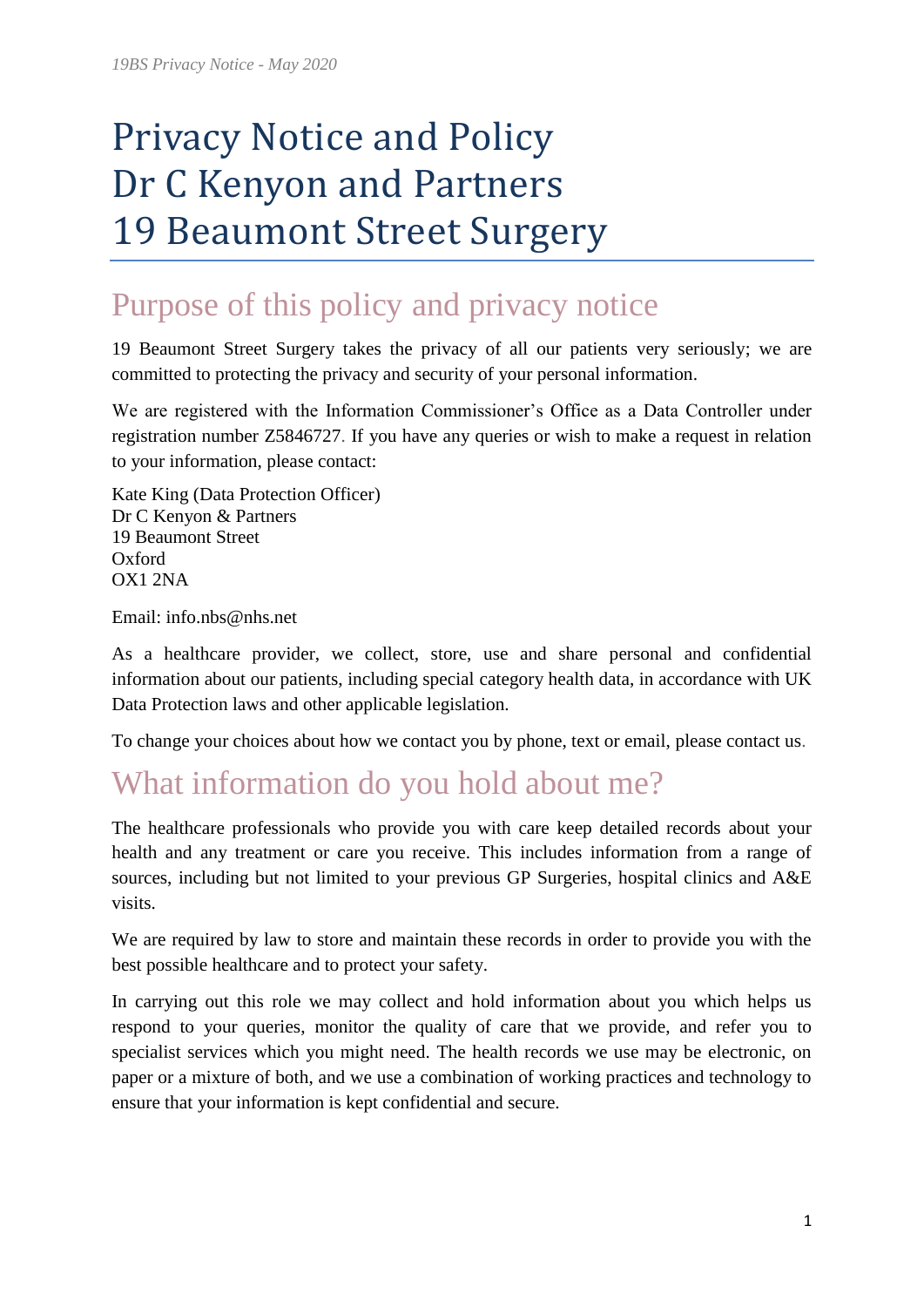# Privacy Notice and Policy
# Dr C Kenyon and Partners
# 19 Beaumont Street Surgery

## Purpose of this policy and privacy notice

19 Beaumont Street Surgery takes the privacy of all our patients very seriously; we are committed to protecting the privacy and security of your personal information.

We are registered with the Information Commissioner's Office as a Data Controller under registration number Z5846727. If you have any queries or wish to make a request in relation to your information, please contact:

Kate King (Data Protection Officer)
Dr C Kenyon & Partners
19 Beaumont Street
Oxford
OX1 2NA

Email: info.nbs@nhs.net

As a healthcare provider, we collect, store, use and share personal and confidential information about our patients, including special category health data, in accordance with UK Data Protection laws and other applicable legislation.

To change your choices about how we contact you by phone, text or email, please contact us.

## What information do you hold about me?

The healthcare professionals who provide you with care keep detailed records about your health and any treatment or care you receive. This includes information from a range of sources, including but not limited to your previous GP Surgeries, hospital clinics and A&E visits.

We are required by law to store and maintain these records in order to provide you with the best possible healthcare and to protect your safety.

In carrying out this role we may collect and hold information about you which helps us respond to your queries, monitor the quality of care that we provide, and refer you to specialist services which you might need. The health records we use may be electronic, on paper or a mixture of both, and we use a combination of working practices and technology to ensure that your information is kept confidential and secure.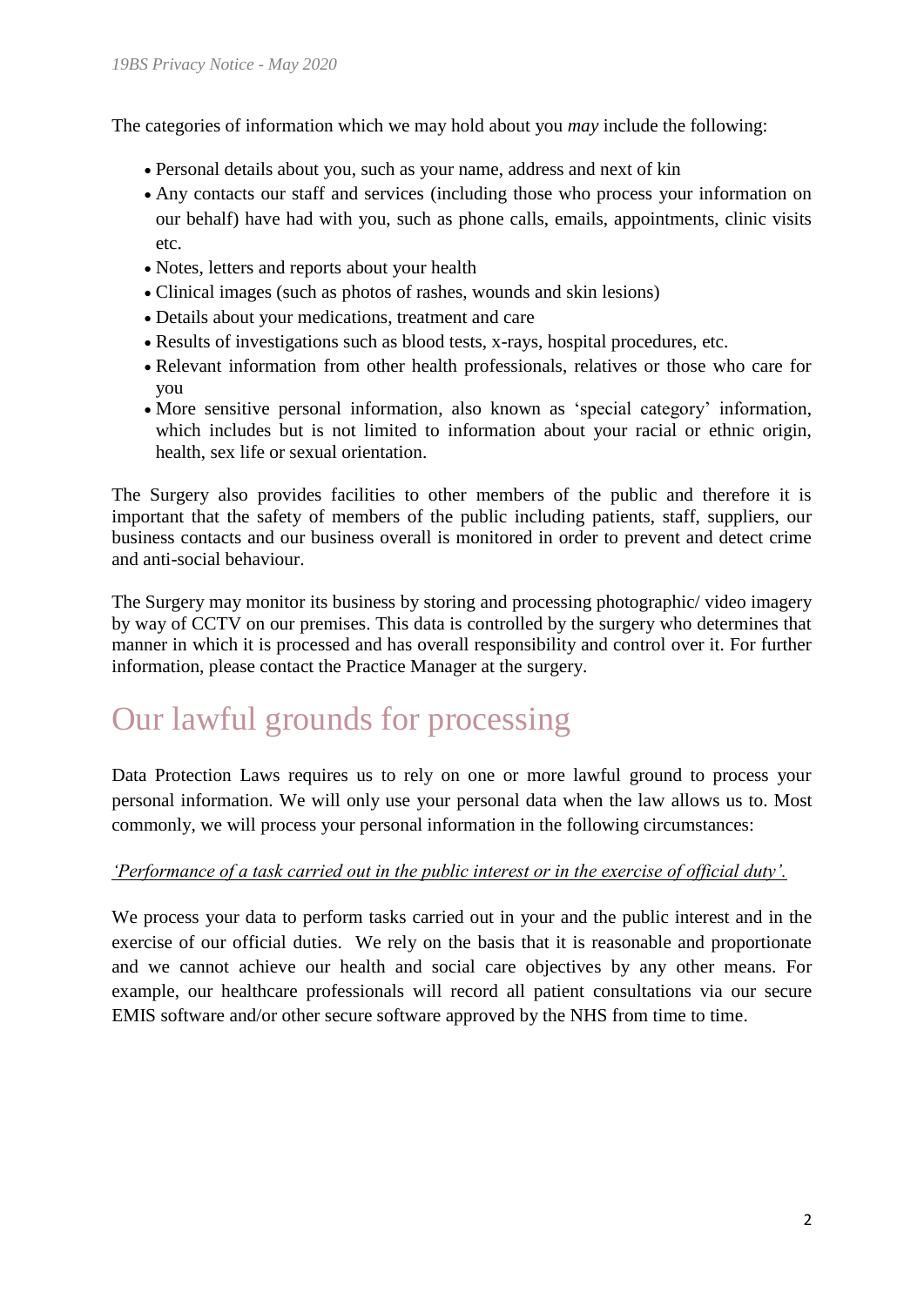The categories of information which we may hold about you *may* include the following:

- Personal details about you, such as your name, address and next of kin
- Any contacts our staff and services (including those who process your information on our behalf) have had with you, such as phone calls, emails, appointments, clinic visits etc.
- Notes, letters and reports about your health
- Clinical images (such as photos of rashes, wounds and skin lesions)
- Details about your medications, treatment and care
- Results of investigations such as blood tests, x-rays, hospital procedures, etc.
- Relevant information from other health professionals, relatives or those who care for you
- More sensitive personal information, also known as 'special category' information, which includes but is not limited to information about your racial or ethnic origin, health, sex life or sexual orientation.

The Surgery also provides facilities to other members of the public and therefore it is important that the safety of members of the public including patients, staff, suppliers, our business contacts and our business overall is monitored in order to prevent and detect crime and anti-social behaviour.

The Surgery may monitor its business by storing and processing photographic/ video imagery by way of CCTV on our premises. This data is controlled by the surgery who determines that manner in which it is processed and has overall responsibility and control over it. For further information, please contact the Practice Manager at the surgery.

# Our lawful grounds for processing

Data Protection Laws requires us to rely on one or more lawful ground to process your personal information. We will only use your personal data when the law allows us to. Most commonly, we will process your personal information in the following circumstances:

*'Performance of a task carried out in the public interest or in the exercise of official duty'.*

We process your data to perform tasks carried out in your and the public interest and in the exercise of our official duties. We rely on the basis that it is reasonable and proportionate and we cannot achieve our health and social care objectives by any other means. For example, our healthcare professionals will record all patient consultations via our secure EMIS software and/or other secure software approved by the NHS from time to time.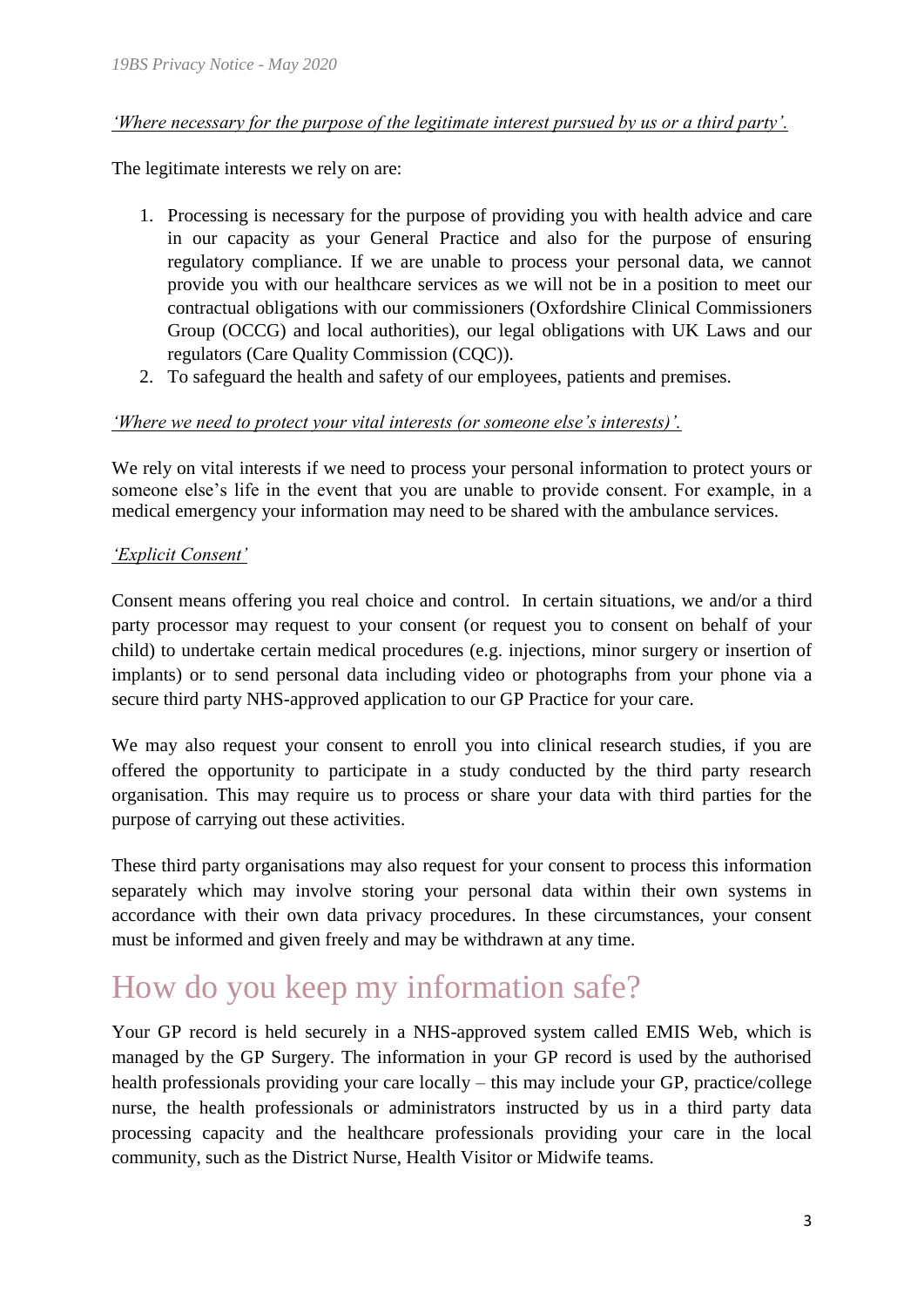*'Where necessary for the purpose of the legitimate interest pursued by us or a third party'.*

The legitimate interests we rely on are:

1. Processing is necessary for the purpose of providing you with health advice and care in our capacity as your General Practice and also for the purpose of ensuring regulatory compliance. If we are unable to process your personal data, we cannot provide you with our healthcare services as we will not be in a position to meet our contractual obligations with our commissioners (Oxfordshire Clinical Commissioners Group (OCCG) and local authorities), our legal obligations with UK Laws and our regulators (Care Quality Commission (CQC)).
2. To safeguard the health and safety of our employees, patients and premises.

*'Where we need to protect your vital interests (or someone else's interests)'.*

We rely on vital interests if we need to process your personal information to protect yours or someone else's life in the event that you are unable to provide consent. For example, in a medical emergency your information may need to be shared with the ambulance services.

*'Explicit Consent'*

Consent means offering you real choice and control. In certain situations, we and/or a third party processor may request to your consent (or request you to consent on behalf of your child) to undertake certain medical procedures (e.g. injections, minor surgery or insertion of implants) or to send personal data including video or photographs from your phone via a secure third party NHS-approved application to our GP Practice for your care.

We may also request your consent to enroll you into clinical research studies, if you are offered the opportunity to participate in a study conducted by the third party research organisation. This may require us to process or share your data with third parties for the purpose of carrying out these activities.

These third party organisations may also request for your consent to process this information separately which may involve storing your personal data within their own systems in accordance with their own data privacy procedures. In these circumstances, your consent must be informed and given freely and may be withdrawn at any time.

# How do you keep my information safe?

Your GP record is held securely in a NHS-approved system called EMIS Web, which is managed by the GP Surgery. The information in your GP record is used by the authorised health professionals providing your care locally – this may include your GP, practice/college nurse, the health professionals or administrators instructed by us in a third party data processing capacity and the healthcare professionals providing your care in the local community, such as the District Nurse, Health Visitor or Midwife teams.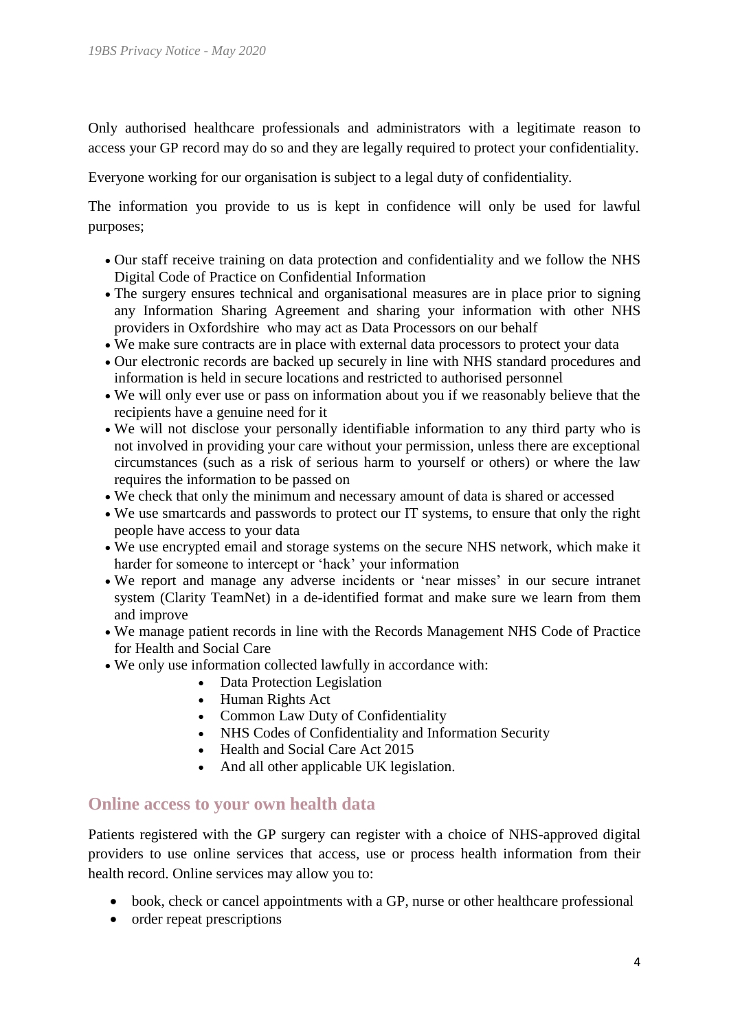Only authorised healthcare professionals and administrators with a legitimate reason to access your GP record may do so and they are legally required to protect your confidentiality.

Everyone working for our organisation is subject to a legal duty of confidentiality.

The information you provide to us is kept in confidence will only be used for lawful purposes;

- Our staff receive training on data protection and confidentiality and we follow the NHS Digital Code of Practice on Confidential Information
- The surgery ensures technical and organisational measures are in place prior to signing any Information Sharing Agreement and sharing your information with other NHS providers in Oxfordshire who may act as Data Processors on our behalf
- We make sure contracts are in place with external data processors to protect your data
- Our electronic records are backed up securely in line with NHS standard procedures and information is held in secure locations and restricted to authorised personnel
- We will only ever use or pass on information about you if we reasonably believe that the recipients have a genuine need for it
- We will not disclose your personally identifiable information to any third party who is not involved in providing your care without your permission, unless there are exceptional circumstances (such as a risk of serious harm to yourself or others) or where the law requires the information to be passed on
- We check that only the minimum and necessary amount of data is shared or accessed
- We use smartcards and passwords to protect our IT systems, to ensure that only the right people have access to your data
- We use encrypted email and storage systems on the secure NHS network, which make it harder for someone to intercept or 'hack' your information
- We report and manage any adverse incidents or 'near misses' in our secure intranet system (Clarity TeamNet) in a de-identified format and make sure we learn from them and improve
- We manage patient records in line with the Records Management NHS Code of Practice for Health and Social Care
- We only use information collected lawfully in accordance with:
    - Data Protection Legislation
    - Human Rights Act
    - Common Law Duty of Confidentiality
    - NHS Codes of Confidentiality and Information Security
    - Health and Social Care Act 2015
    - And all other applicable UK legislation.

## Online access to your own health data

Patients registered with the GP surgery can register with a choice of NHS-approved digital providers to use online services that access, use or process health information from their health record. Online services may allow you to:

- book, check or cancel appointments with a GP, nurse or other healthcare professional
- order repeat prescriptions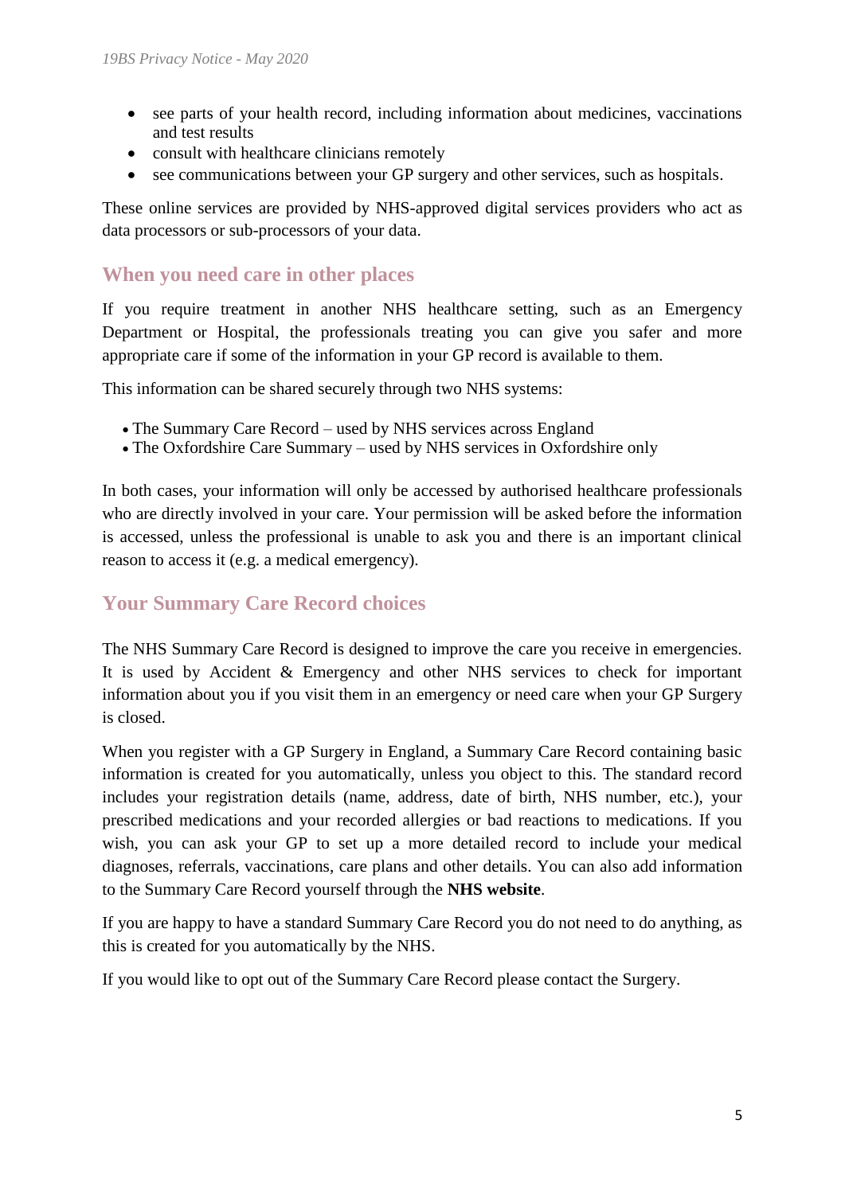- see parts of your health record, including information about medicines, vaccinations and test results
- consult with healthcare clinicians remotely
- see communications between your GP surgery and other services, such as hospitals.

These online services are provided by NHS-approved digital services providers who act as data processors or sub-processors of your data.

## When you need care in other places

If you require treatment in another NHS healthcare setting, such as an Emergency Department or Hospital, the professionals treating you can give you safer and more appropriate care if some of the information in your GP record is available to them.

This information can be shared securely through two NHS systems:

- The Summary Care Record – used by NHS services across England
- The Oxfordshire Care Summary – used by NHS services in Oxfordshire only

In both cases, your information will only be accessed by authorised healthcare professionals who are directly involved in your care. Your permission will be asked before the information is accessed, unless the professional is unable to ask you and there is an important clinical reason to access it (e.g. a medical emergency).

## Your Summary Care Record choices

The NHS Summary Care Record is designed to improve the care you receive in emergencies. It is used by Accident & Emergency and other NHS services to check for important information about you if you visit them in an emergency or need care when your GP Surgery is closed.

When you register with a GP Surgery in England, a Summary Care Record containing basic information is created for you automatically, unless you object to this. The standard record includes your registration details (name, address, date of birth, NHS number, etc.), your prescribed medications and your recorded allergies or bad reactions to medications. If you wish, you can ask your GP to set up a more detailed record to include your medical diagnoses, referrals, vaccinations, care plans and other details. You can also add information to the Summary Care Record yourself through the **NHS website**.

If you are happy to have a standard Summary Care Record you do not need to do anything, as this is created for you automatically by the NHS.

If you would like to opt out of the Summary Care Record please contact the Surgery.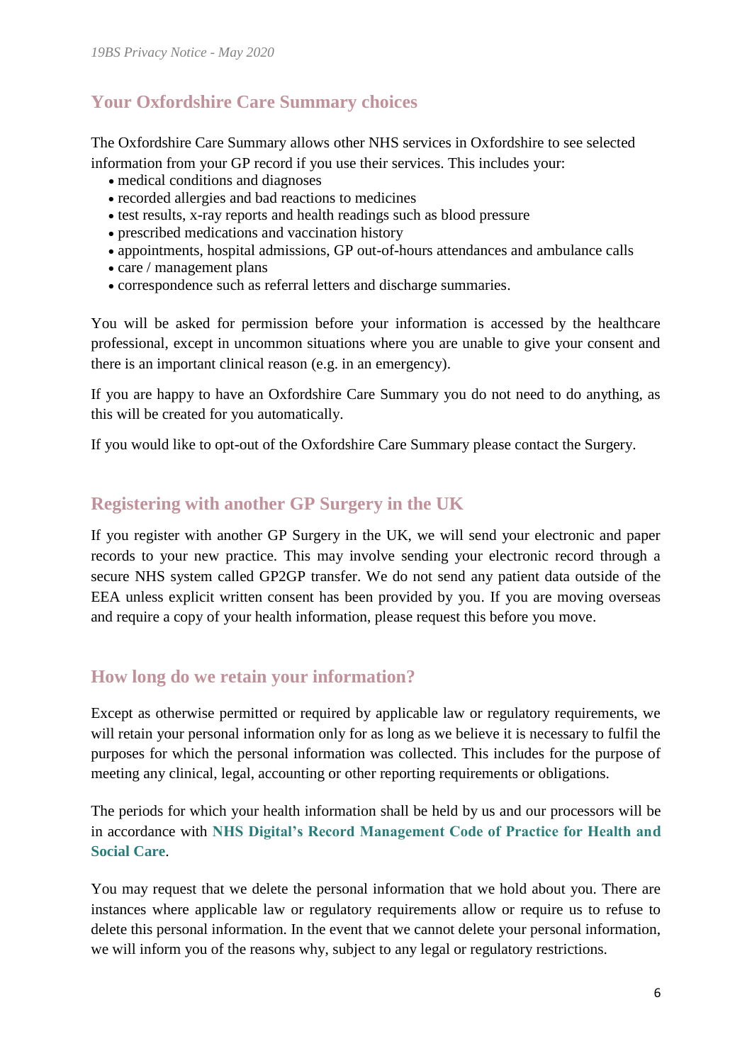## Your Oxfordshire Care Summary choices

The Oxfordshire Care Summary allows other NHS services in Oxfordshire to see selected information from your GP record if you use their services. This includes your:

- medical conditions and diagnoses
- recorded allergies and bad reactions to medicines
- test results, x-ray reports and health readings such as blood pressure
- prescribed medications and vaccination history
- appointments, hospital admissions, GP out-of-hours attendances and ambulance calls
- care / management plans
- correspondence such as referral letters and discharge summaries.

You will be asked for permission before your information is accessed by the healthcare professional, except in uncommon situations where you are unable to give your consent and there is an important clinical reason (e.g. in an emergency).

If you are happy to have an Oxfordshire Care Summary you do not need to do anything, as this will be created for you automatically.

If you would like to opt-out of the Oxfordshire Care Summary please contact the Surgery.

## Registering with another GP Surgery in the UK

If you register with another GP Surgery in the UK, we will send your electronic and paper records to your new practice. This may involve sending your electronic record through a secure NHS system called GP2GP transfer. We do not send any patient data outside of the EEA unless explicit written consent has been provided by you. If you are moving overseas and require a copy of your health information, please request this before you move.

## How long do we retain your information?

Except as otherwise permitted or required by applicable law or regulatory requirements, we will retain your personal information only for as long as we believe it is necessary to fulfil the purposes for which the personal information was collected. This includes for the purpose of meeting any clinical, legal, accounting or other reporting requirements or obligations.

The periods for which your health information shall be held by us and our processors will be in accordance with **NHS Digital's Record Management Code of Practice for Health and Social Care**.

You may request that we delete the personal information that we hold about you. There are instances where applicable law or regulatory requirements allow or require us to refuse to delete this personal information. In the event that we cannot delete your personal information, we will inform you of the reasons why, subject to any legal or regulatory restrictions.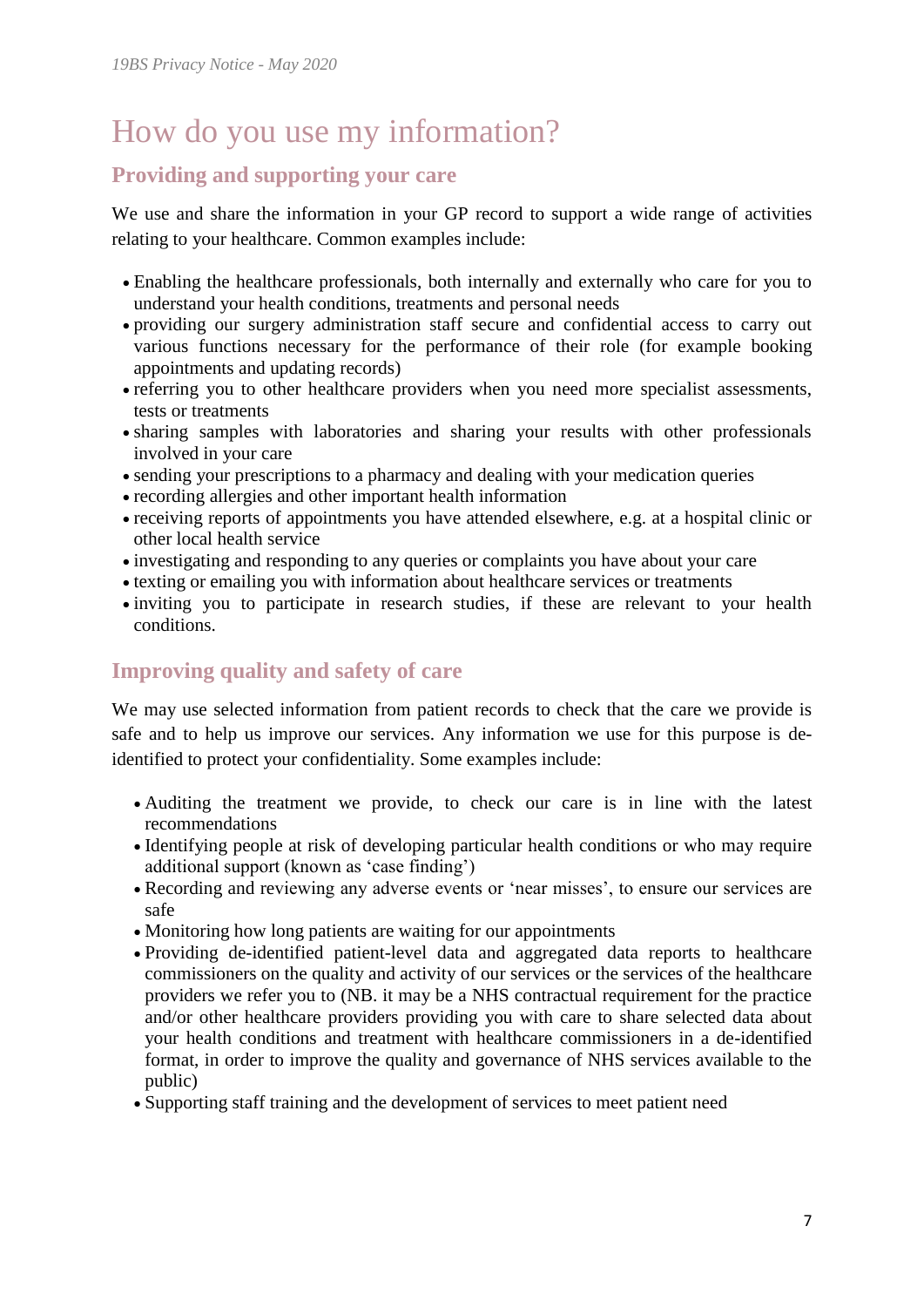# How do you use my information?

## Providing and supporting your care

We use and share the information in your GP record to support a wide range of activities relating to your healthcare. Common examples include:

- Enabling the healthcare professionals, both internally and externally who care for you to understand your health conditions, treatments and personal needs
- providing our surgery administration staff secure and confidential access to carry out various functions necessary for the performance of their role (for example booking appointments and updating records)
- referring you to other healthcare providers when you need more specialist assessments, tests or treatments
- sharing samples with laboratories and sharing your results with other professionals involved in your care
- sending your prescriptions to a pharmacy and dealing with your medication queries
- recording allergies and other important health information
- receiving reports of appointments you have attended elsewhere, e.g. at a hospital clinic or other local health service
- investigating and responding to any queries or complaints you have about your care
- texting or emailing you with information about healthcare services or treatments
- inviting you to participate in research studies, if these are relevant to your health conditions.

## Improving quality and safety of care

We may use selected information from patient records to check that the care we provide is safe and to help us improve our services. Any information we use for this purpose is de-identified to protect your confidentiality. Some examples include:

- Auditing the treatment we provide, to check our care is in line with the latest recommendations
- Identifying people at risk of developing particular health conditions or who may require additional support (known as 'case finding')
- Recording and reviewing any adverse events or 'near misses', to ensure our services are safe
- Monitoring how long patients are waiting for our appointments
- Providing de-identified patient-level data and aggregated data reports to healthcare commissioners on the quality and activity of our services or the services of the healthcare providers we refer you to (NB. it may be a NHS contractual requirement for the practice and/or other healthcare providers providing you with care to share selected data about your health conditions and treatment with healthcare commissioners in a de-identified format, in order to improve the quality and governance of NHS services available to the public)
- Supporting staff training and the development of services to meet patient need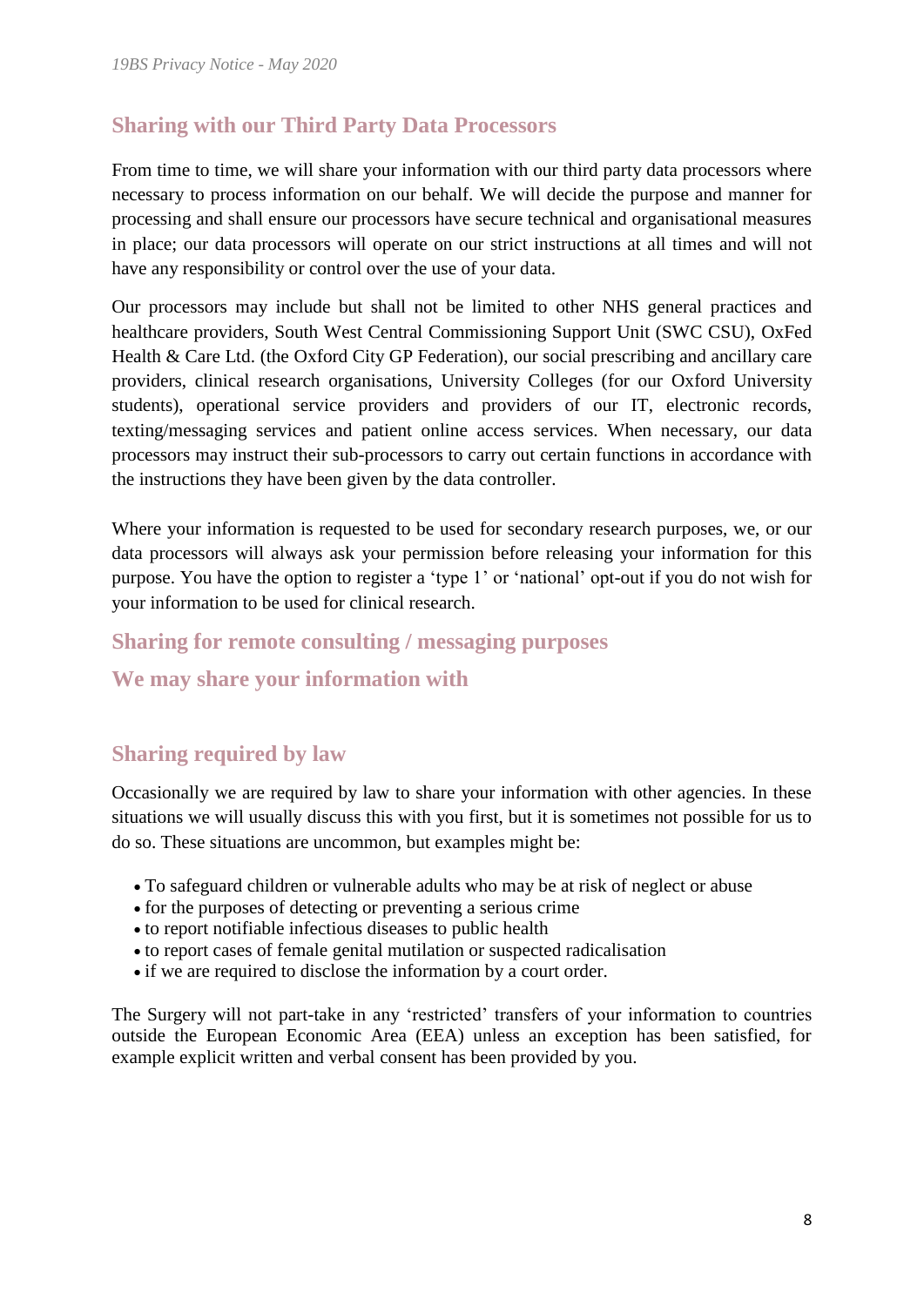## Sharing with our Third Party Data Processors

From time to time, we will share your information with our third party data processors where necessary to process information on our behalf. We will decide the purpose and manner for processing and shall ensure our processors have secure technical and organisational measures in place; our data processors will operate on our strict instructions at all times and will not have any responsibility or control over the use of your data.

Our processors may include but shall not be limited to other NHS general practices and healthcare providers, South West Central Commissioning Support Unit (SWC CSU), OxFed Health & Care Ltd. (the Oxford City GP Federation), our social prescribing and ancillary care providers, clinical research organisations, University Colleges (for our Oxford University students), operational service providers and providers of our IT, electronic records, texting/messaging services and patient online access services. When necessary, our data processors may instruct their sub-processors to carry out certain functions in accordance with the instructions they have been given by the data controller.

Where your information is requested to be used for secondary research purposes, we, or our data processors will always ask your permission before releasing your information for this purpose. You have the option to register a 'type 1' or 'national' opt-out if you do not wish for your information to be used for clinical research.

## Sharing for remote consulting / messaging purposes

## We may share your information with

## Sharing required by law

Occasionally we are required by law to share your information with other agencies. In these situations we will usually discuss this with you first, but it is sometimes not possible for us to do so. These situations are uncommon, but examples might be:

- To safeguard children or vulnerable adults who may be at risk of neglect or abuse
- for the purposes of detecting or preventing a serious crime
- to report notifiable infectious diseases to public health
- to report cases of female genital mutilation or suspected radicalisation
- if we are required to disclose the information by a court order.

The Surgery will not part-take in any 'restricted' transfers of your information to countries outside the European Economic Area (EEA) unless an exception has been satisfied, for example explicit written and verbal consent has been provided by you.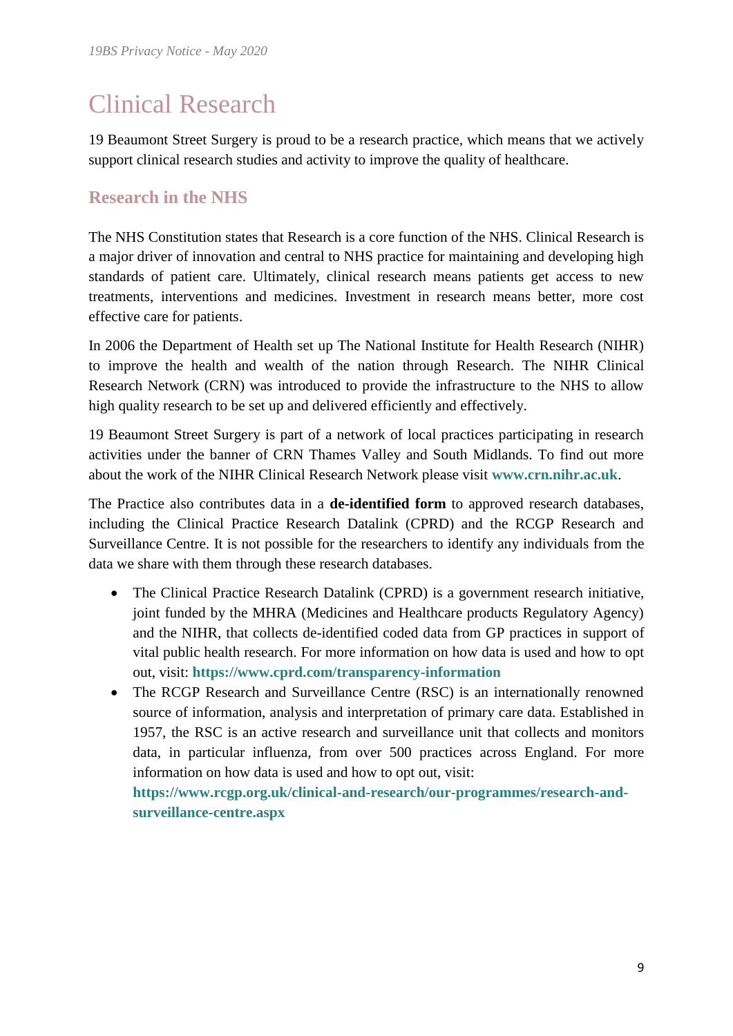# Clinical Research

19 Beaumont Street Surgery is proud to be a research practice, which means that we actively support clinical research studies and activity to improve the quality of healthcare.

## Research in the NHS

The NHS Constitution states that Research is a core function of the NHS. Clinical Research is a major driver of innovation and central to NHS practice for maintaining and developing high standards of patient care. Ultimately, clinical research means patients get access to new treatments, interventions and medicines. Investment in research means better, more cost effective care for patients.

In 2006 the Department of Health set up The National Institute for Health Research (NIHR) to improve the health and wealth of the nation through Research. The NIHR Clinical Research Network (CRN) was introduced to provide the infrastructure to the NHS to allow high quality research to be set up and delivered efficiently and effectively.

19 Beaumont Street Surgery is part of a network of local practices participating in research activities under the banner of CRN Thames Valley and South Midlands. To find out more about the work of the NIHR Clinical Research Network please visit **www.crn.nihr.ac.uk**.

The Practice also contributes data in a **de-identified form** to approved research databases, including the Clinical Practice Research Datalink (CPRD) and the RCGP Research and Surveillance Centre. It is not possible for the researchers to identify any individuals from the data we share with them through these research databases.

- The Clinical Practice Research Datalink (CPRD) is a government research initiative, joint funded by the MHRA (Medicines and Healthcare products Regulatory Agency) and the NIHR, that collects de-identified coded data from GP practices in support of vital public health research. For more information on how data is used and how to opt out, visit: **https://www.cprd.com/transparency-information**
- The RCGP Research and Surveillance Centre (RSC) is an internationally renowned source of information, analysis and interpretation of primary care data. Established in 1957, the RSC is an active research and surveillance unit that collects and monitors data, in particular influenza, from over 500 practices across England. For more information on how data is used and how to opt out, visit: **https://www.rcgp.org.uk/clinical-and-research/our-programmes/research-and-surveillance-centre.aspx**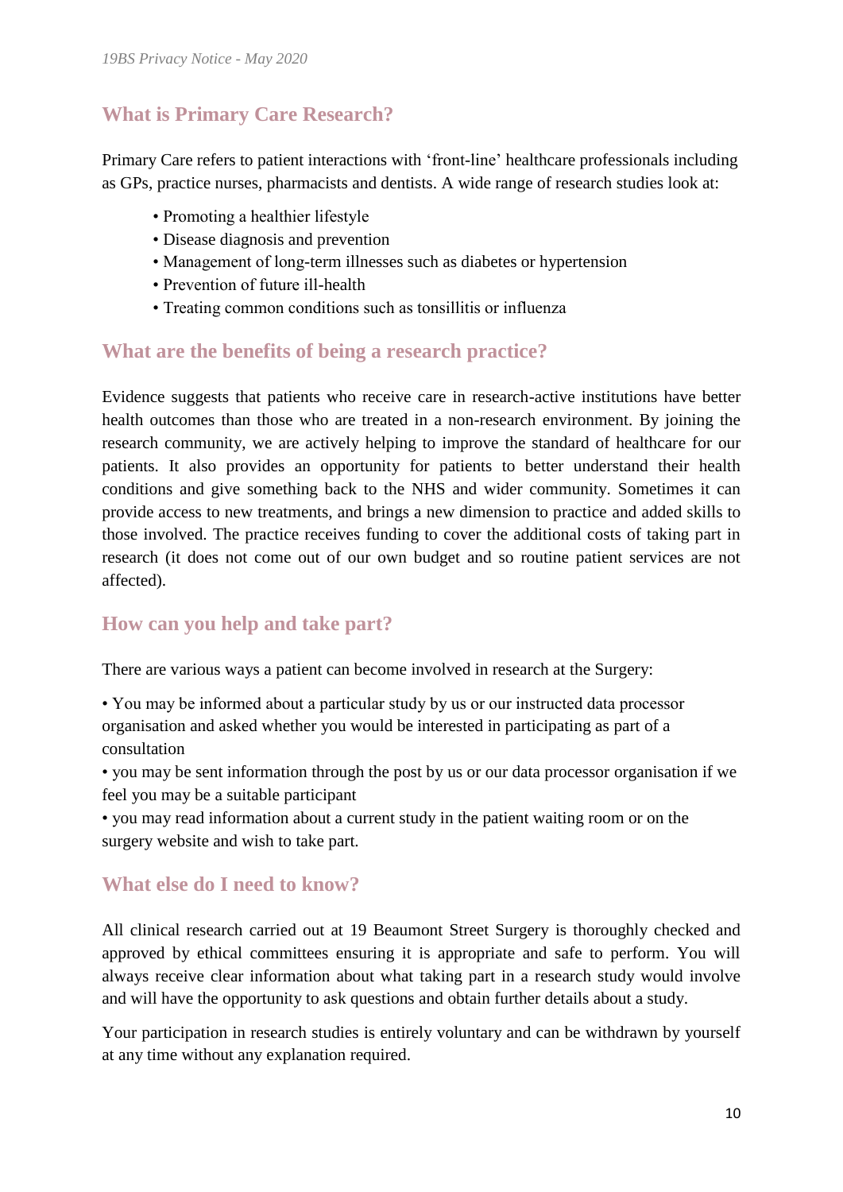## What is Primary Care Research?

Primary Care refers to patient interactions with 'front-line' healthcare professionals including as GPs, practice nurses, pharmacists and dentists. A wide range of research studies look at:

- Promoting a healthier lifestyle
- Disease diagnosis and prevention
- Management of long-term illnesses such as diabetes or hypertension
- Prevention of future ill-health
- Treating common conditions such as tonsillitis or influenza

## What are the benefits of being a research practice?

Evidence suggests that patients who receive care in research-active institutions have better health outcomes than those who are treated in a non-research environment. By joining the research community, we are actively helping to improve the standard of healthcare for our patients. It also provides an opportunity for patients to better understand their health conditions and give something back to the NHS and wider community. Sometimes it can provide access to new treatments, and brings a new dimension to practice and added skills to those involved. The practice receives funding to cover the additional costs of taking part in research (it does not come out of our own budget and so routine patient services are not affected).

## How can you help and take part?

There are various ways a patient can become involved in research at the Surgery:

- You may be informed about a particular study by us or our instructed data processor organisation and asked whether you would be interested in participating as part of a consultation
- you may be sent information through the post by us or our data processor organisation if we feel you may be a suitable participant
- you may read information about a current study in the patient waiting room or on the surgery website and wish to take part.

## What else do I need to know?

All clinical research carried out at 19 Beaumont Street Surgery is thoroughly checked and approved by ethical committees ensuring it is appropriate and safe to perform. You will always receive clear information about what taking part in a research study would involve and will have the opportunity to ask questions and obtain further details about a study.

Your participation in research studies is entirely voluntary and can be withdrawn by yourself at any time without any explanation required.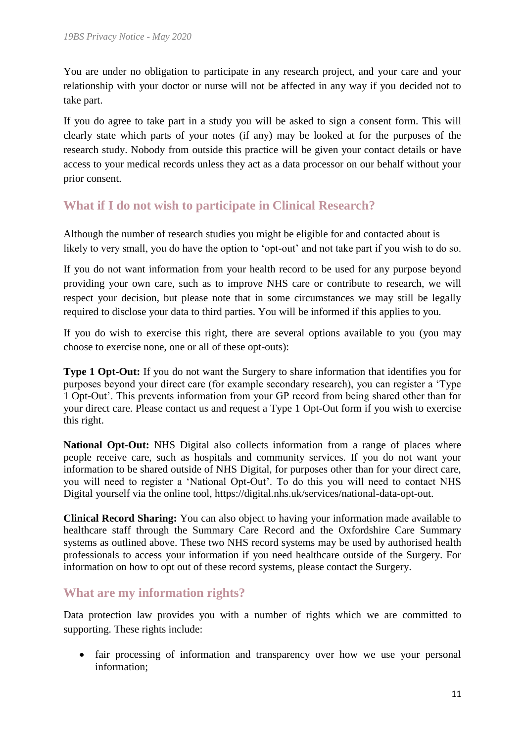You are under no obligation to participate in any research project, and your care and your relationship with your doctor or nurse will not be affected in any way if you decided not to take part.

If you do agree to take part in a study you will be asked to sign a consent form. This will clearly state which parts of your notes (if any) may be looked at for the purposes of the research study. Nobody from outside this practice will be given your contact details or have access to your medical records unless they act as a data processor on our behalf without your prior consent.

## What if I do not wish to participate in Clinical Research?

Although the number of research studies you might be eligible for and contacted about is likely to very small, you do have the option to 'opt-out' and not take part if you wish to do so.

If you do not want information from your health record to be used for any purpose beyond providing your own care, such as to improve NHS care or contribute to research, we will respect your decision, but please note that in some circumstances we may still be legally required to disclose your data to third parties. You will be informed if this applies to you.

If you do wish to exercise this right, there are several options available to you (you may choose to exercise none, one or all of these opt-outs):

**Type 1 Opt-Out:** If you do not want the Surgery to share information that identifies you for purposes beyond your direct care (for example secondary research), you can register a 'Type 1 Opt-Out'. This prevents information from your GP record from being shared other than for your direct care. Please contact us and request a Type 1 Opt-Out form if you wish to exercise this right.

**National Opt-Out:** NHS Digital also collects information from a range of places where people receive care, such as hospitals and community services. If you do not want your information to be shared outside of NHS Digital, for purposes other than for your direct care, you will need to register a 'National Opt-Out'. To do this you will need to contact NHS Digital yourself via the online tool, https://digital.nhs.uk/services/national-data-opt-out.

**Clinical Record Sharing:** You can also object to having your information made available to healthcare staff through the Summary Care Record and the Oxfordshire Care Summary systems as outlined above. These two NHS record systems may be used by authorised health professionals to access your information if you need healthcare outside of the Surgery. For information on how to opt out of these record systems, please contact the Surgery.

## What are my information rights?

Data protection law provides you with a number of rights which we are committed to supporting. These rights include:

- fair processing of information and transparency over how we use your personal information;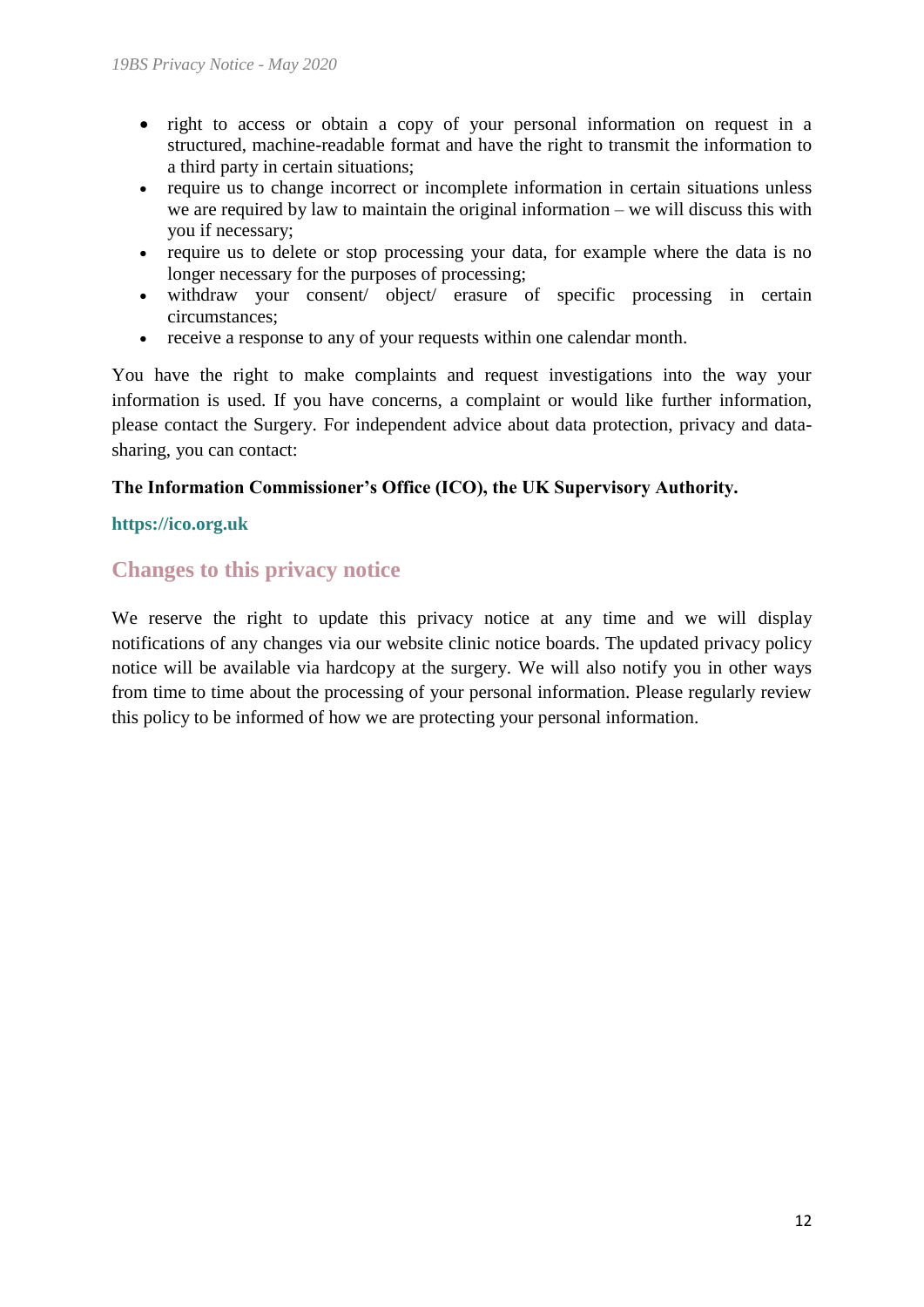- right to access or obtain a copy of your personal information on request in a structured, machine-readable format and have the right to transmit the information to a third party in certain situations;
- require us to change incorrect or incomplete information in certain situations unless we are required by law to maintain the original information – we will discuss this with you if necessary;
- require us to delete or stop processing your data, for example where the data is no longer necessary for the purposes of processing;
- withdraw your consent/ object/ erasure of specific processing in certain circumstances;
- receive a response to any of your requests within one calendar month.

You have the right to make complaints and request investigations into the way your information is used. If you have concerns, a complaint or would like further information, please contact the Surgery. For independent advice about data protection, privacy and data-sharing, you can contact:

**The Information Commissioner's Office (ICO), the UK Supervisory Authority.**

**https://ico.org.uk**

## Changes to this privacy notice

We reserve the right to update this privacy notice at any time and we will display notifications of any changes via our website clinic notice boards. The updated privacy policy notice will be available via hardcopy at the surgery. We will also notify you in other ways from time to time about the processing of your personal information. Please regularly review this policy to be informed of how we are protecting your personal information.